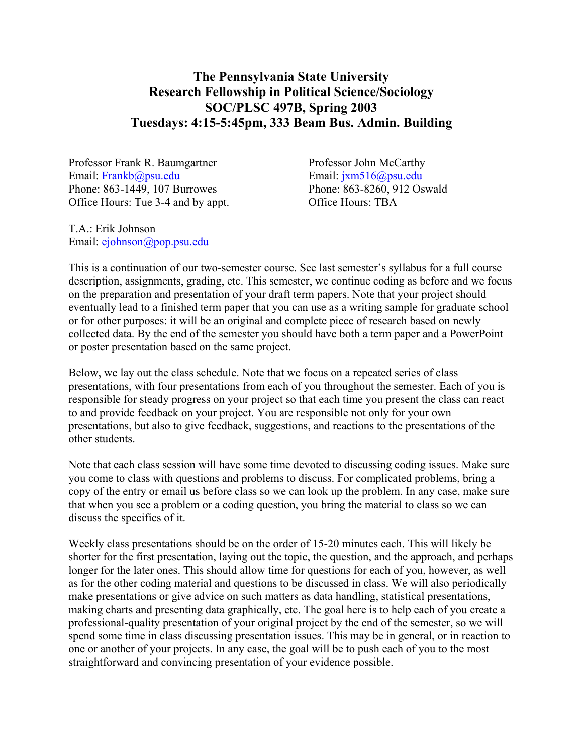# The Pennsylvania State University
# Research Fellowship in Political Science/Sociology
# SOC/PLSC 497B, Spring 2003
# Tuesdays: 4:15-5:45pm, 333 Beam Bus. Admin. Building

Professor Frank R. Baumgartner
Email: Frankb@psu.edu
Phone: 863-1449, 107 Burrowes
Office Hours: Tue 3-4 and by appt.

Professor John McCarthy
Email: jxm516@psu.edu
Phone: 863-8260, 912 Oswald
Office Hours: TBA

T.A.: Erik Johnson
Email: ejohnson@pop.psu.edu

This is a continuation of our two-semester course. See last semester's syllabus for a full course description, assignments, grading, etc. This semester, we continue coding as before and we focus on the preparation and presentation of your draft term papers. Note that your project should eventually lead to a finished term paper that you can use as a writing sample for graduate school or for other purposes: it will be an original and complete piece of research based on newly collected data. By the end of the semester you should have both a term paper and a PowerPoint or poster presentation based on the same project.

Below, we lay out the class schedule. Note that we focus on a repeated series of class presentations, with four presentations from each of you throughout the semester. Each of you is responsible for steady progress on your project so that each time you present the class can react to and provide feedback on your project. You are responsible not only for your own presentations, but also to give feedback, suggestions, and reactions to the presentations of the other students.

Note that each class session will have some time devoted to discussing coding issues. Make sure you come to class with questions and problems to discuss. For complicated problems, bring a copy of the entry or email us before class so we can look up the problem. In any case, make sure that when you see a problem or a coding question, you bring the material to class so we can discuss the specifics of it.

Weekly class presentations should be on the order of 15-20 minutes each. This will likely be shorter for the first presentation, laying out the topic, the question, and the approach, and perhaps longer for the later ones. This should allow time for questions for each of you, however, as well as for the other coding material and questions to be discussed in class. We will also periodically make presentations or give advice on such matters as data handling, statistical presentations, making charts and presenting data graphically, etc. The goal here is to help each of you create a professional-quality presentation of your original project by the end of the semester, so we will spend some time in class discussing presentation issues. This may be in general, or in reaction to one or another of your projects. In any case, the goal will be to push each of you to the most straightforward and convincing presentation of your evidence possible.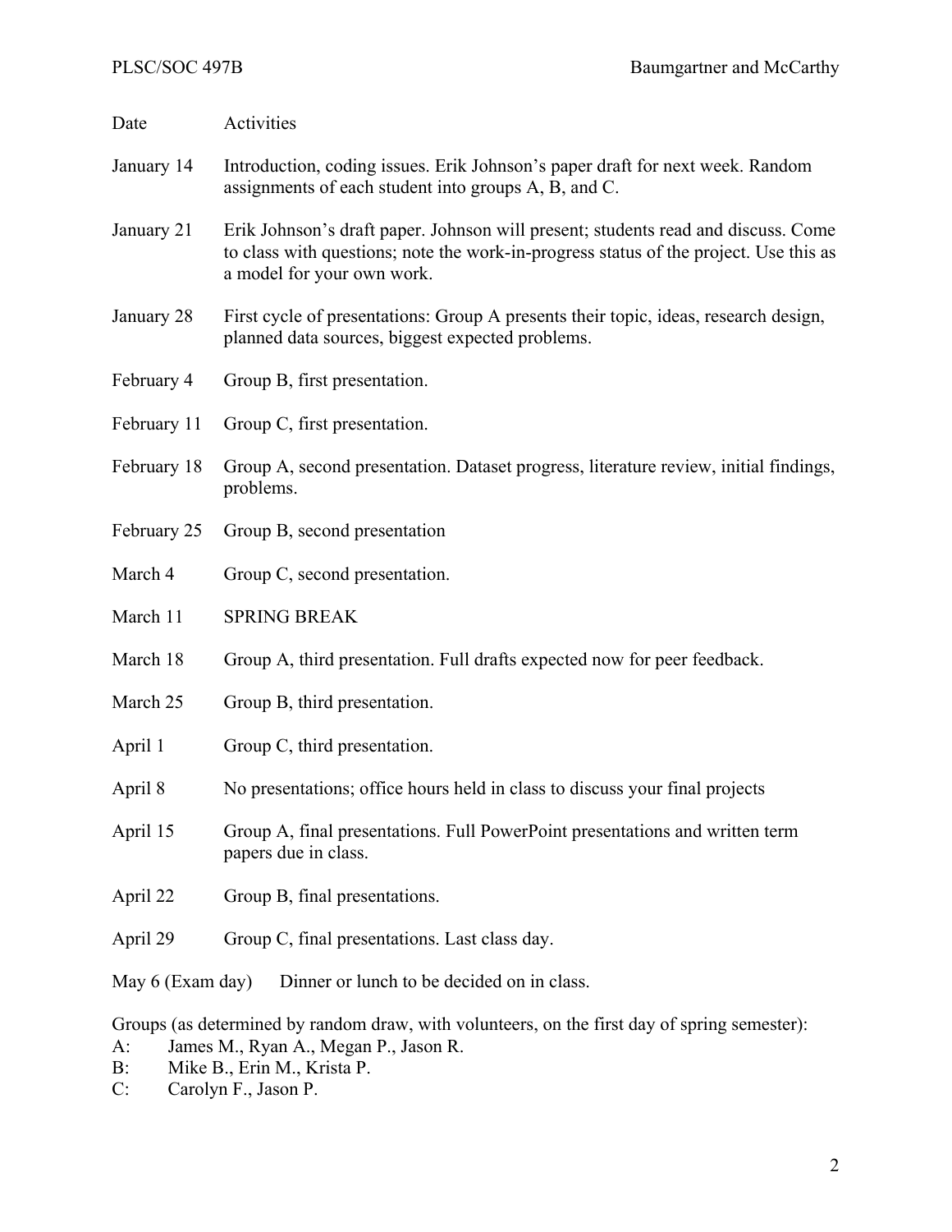| Date | Activities |
| --- | --- |
| January 14 | Introduction, coding issues. Erik Johnson's paper draft for next week. Random assignments of each student into groups A, B, and C. |
| January 21 | Erik Johnson's draft paper. Johnson will present; students read and discuss. Come to class with questions; note the work-in-progress status of the project. Use this as a model for your own work. |
| January 28 | First cycle of presentations: Group A presents their topic, ideas, research design, planned data sources, biggest expected problems. |
| February 4 | Group B, first presentation. |
| February 11 | Group C, first presentation. |
| February 18 | Group A, second presentation. Dataset progress, literature review, initial findings, problems. |
| February 25 | Group B, second presentation |
| March 4 | Group C, second presentation. |
| March 11 | SPRING BREAK |
| March 18 | Group A, third presentation. Full drafts expected now for peer feedback. |
| March 25 | Group B, third presentation. |
| April 1 | Group C, third presentation. |
| April 8 | No presentations; office hours held in class to discuss your final projects |
| April 15 | Group A, final presentations. Full PowerPoint presentations and written term papers due in class. |
| April 22 | Group B, final presentations. |
| April 29 | Group C, final presentations. Last class day. |
| May 6 (Exam day) | Dinner or lunch to be decided on in class. |

Groups (as determined by random draw, with volunteers, on the first day of spring semester):

A: James M., Ryan A., Megan P., Jason R.
B: Mike B., Erin M., Krista P.
C: Carolyn F., Jason P.